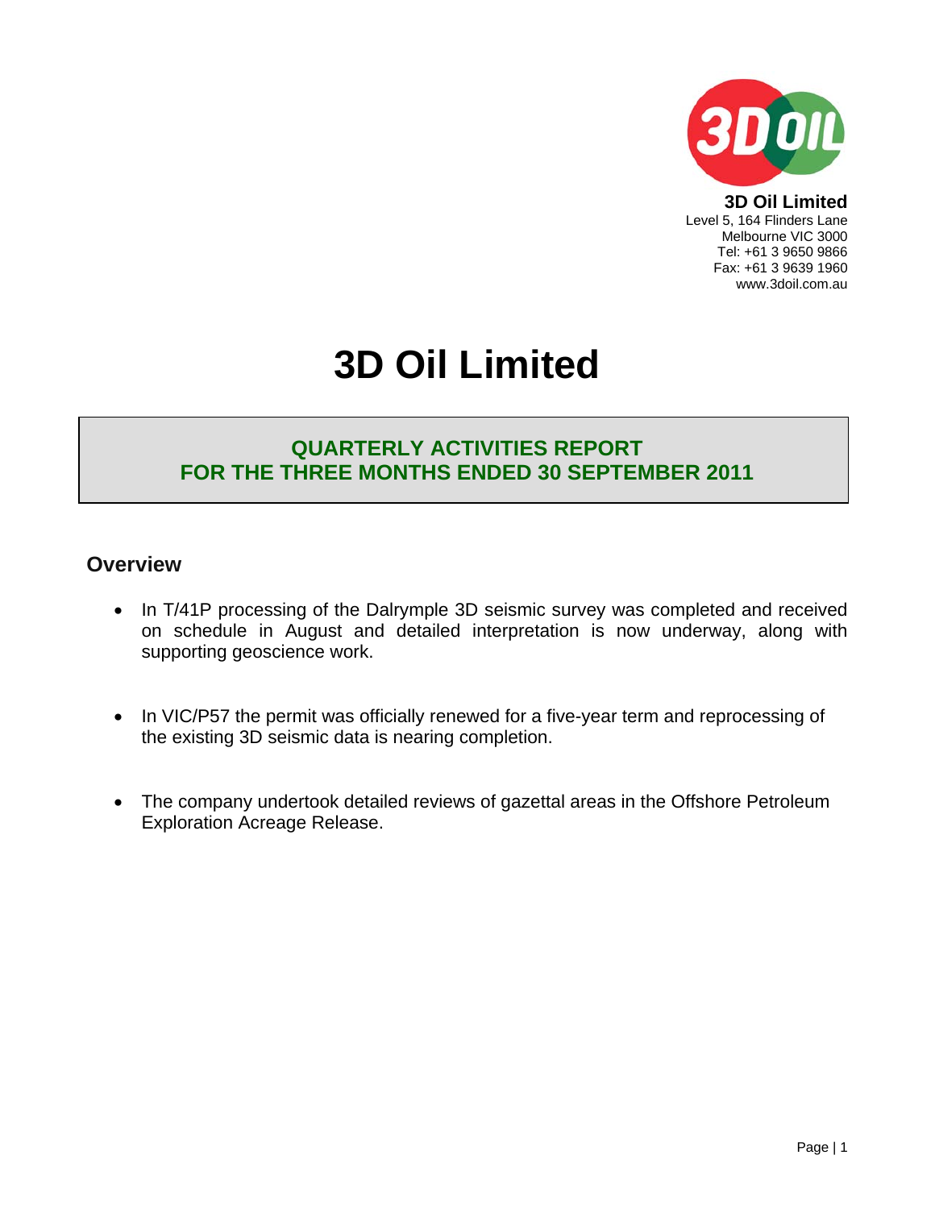**3D Oil Limited**
Level 5, 164 Flinders Lane
Melbourne VIC 3000
Tel: +61 3 9650 9866
Fax: +61 3 9639 1960
www.3doil.com.au

# 3D Oil Limited

## QUARTERLY ACTIVITIES REPORT
## FOR THE THREE MONTHS ENDED 30 SEPTEMBER 2011

## Overview

- In T/41P processing of the Dalrymple 3D seismic survey was completed and received on schedule in August and detailed interpretation is now underway, along with supporting geoscience work.

- In VIC/P57 the permit was officially renewed for a five-year term and reprocessing of the existing 3D seismic data is nearing completion.

- The company undertook detailed reviews of gazettal areas in the Offshore Petroleum Exploration Acreage Release.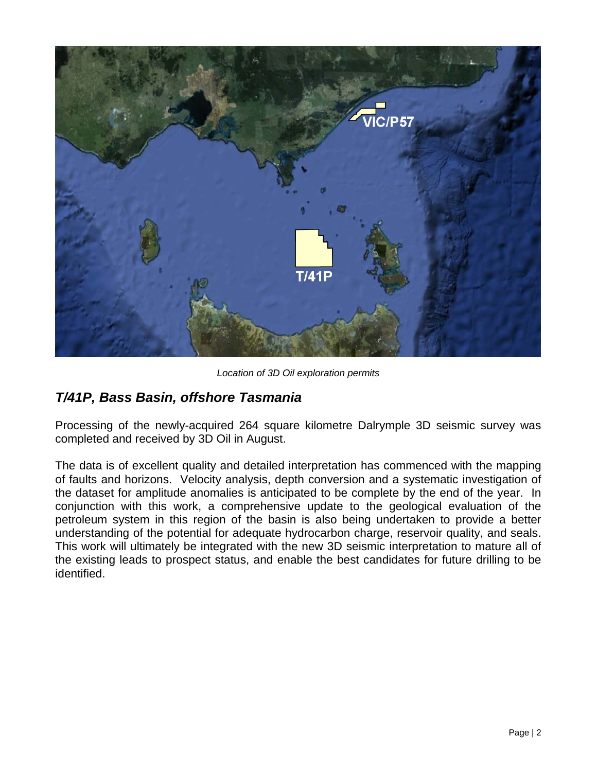*Location of 3D Oil exploration permits*

## *T/41P, Bass Basin, offshore Tasmania*

Processing of the newly-acquired 264 square kilometre Dalrymple 3D seismic survey was completed and received by 3D Oil in August.

The data is of excellent quality and detailed interpretation has commenced with the mapping of faults and horizons. Velocity analysis, depth conversion and a systematic investigation of the dataset for amplitude anomalies is anticipated to be complete by the end of the year. In conjunction with this work, a comprehensive update to the geological evaluation of the petroleum system in this region of the basin is also being undertaken to provide a better understanding of the potential for adequate hydrocarbon charge, reservoir quality, and seals. This work will ultimately be integrated with the new 3D seismic interpretation to mature all of the existing leads to prospect status, and enable the best candidates for future drilling to be identified.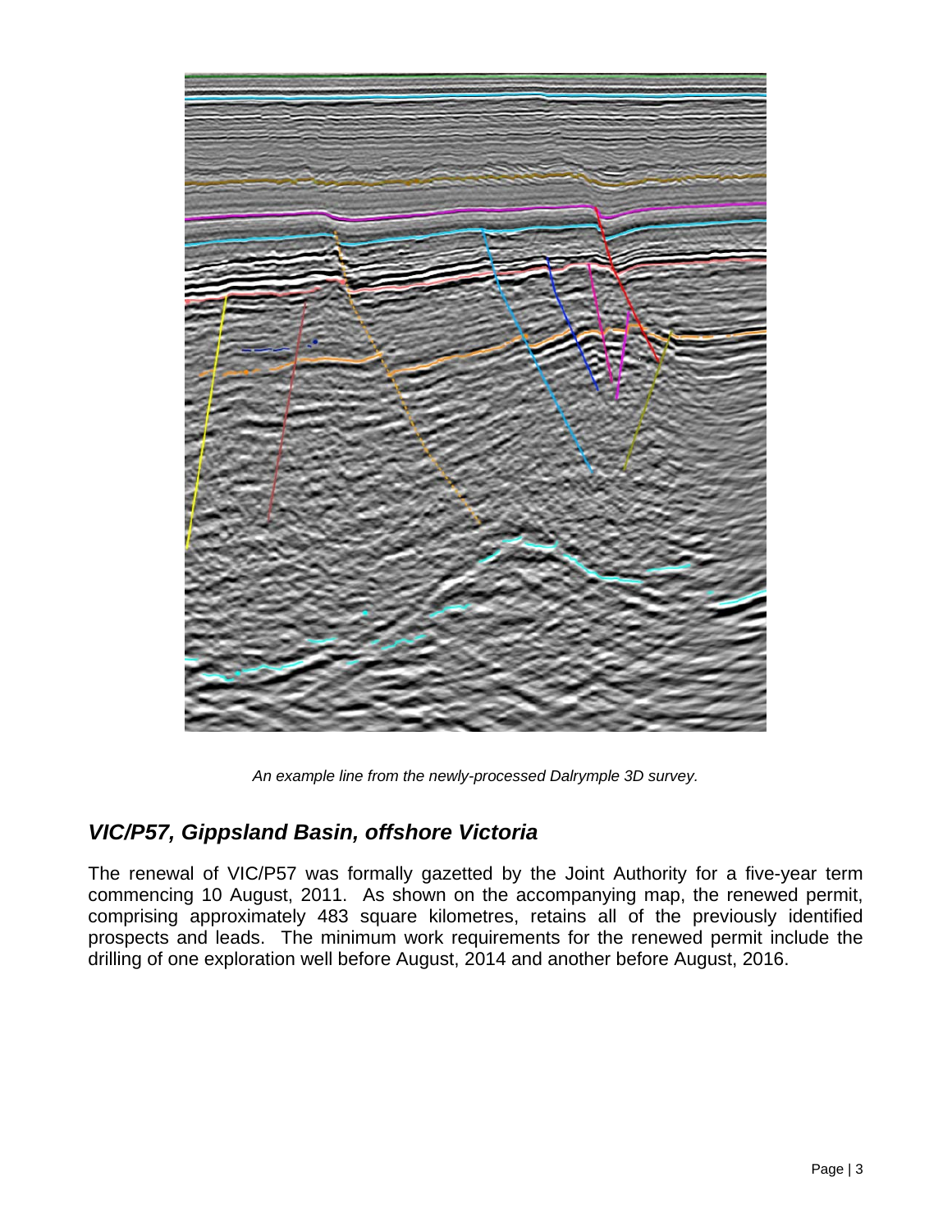*An example line from the newly-processed Dalrymple 3D survey.*

## *VIC/P57, Gippsland Basin, offshore Victoria*

The renewal of VIC/P57 was formally gazetted by the Joint Authority for a five-year term commencing 10 August, 2011. As shown on the accompanying map, the renewed permit, comprising approximately 483 square kilometres, retains all of the previously identified prospects and leads. The minimum work requirements for the renewed permit include the drilling of one exploration well before August, 2014 and another before August, 2016.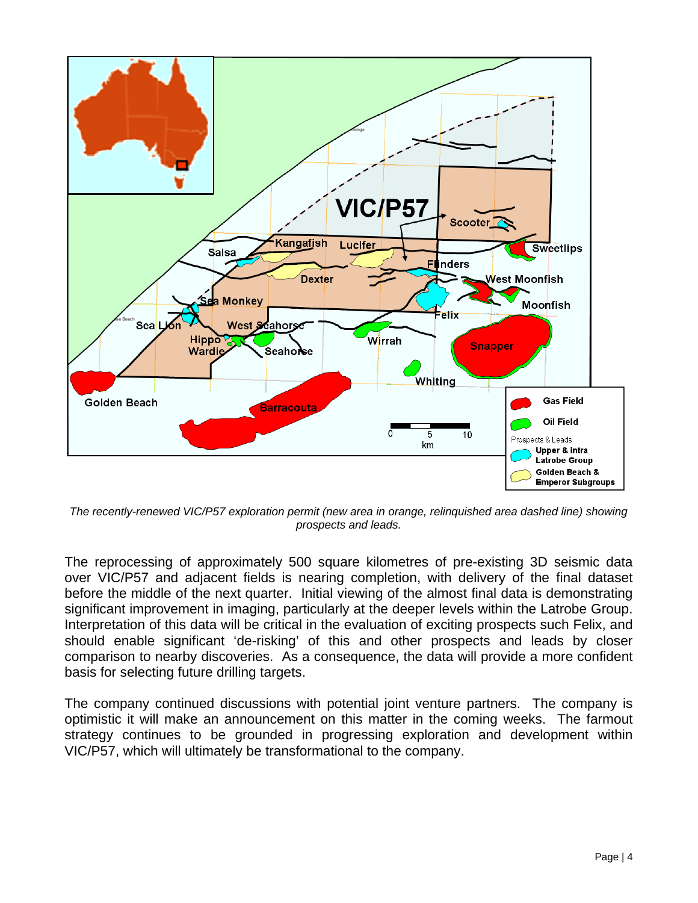*The recently-renewed VIC/P57 exploration permit (new area in orange, relinquished area dashed line) showing prospects and leads.*

The reprocessing of approximately 500 square kilometres of pre-existing 3D seismic data over VIC/P57 and adjacent fields is nearing completion, with delivery of the final dataset before the middle of the next quarter. Initial viewing of the almost final data is demonstrating significant improvement in imaging, particularly at the deeper levels within the Latrobe Group. Interpretation of this data will be critical in the evaluation of exciting prospects such Felix, and should enable significant 'de-risking' of this and other prospects and leads by closer comparison to nearby discoveries. As a consequence, the data will provide a more confident basis for selecting future drilling targets.

The company continued discussions with potential joint venture partners. The company is optimistic it will make an announcement on this matter in the coming weeks. The farmout strategy continues to be grounded in progressing exploration and development within VIC/P57, which will ultimately be transformational to the company.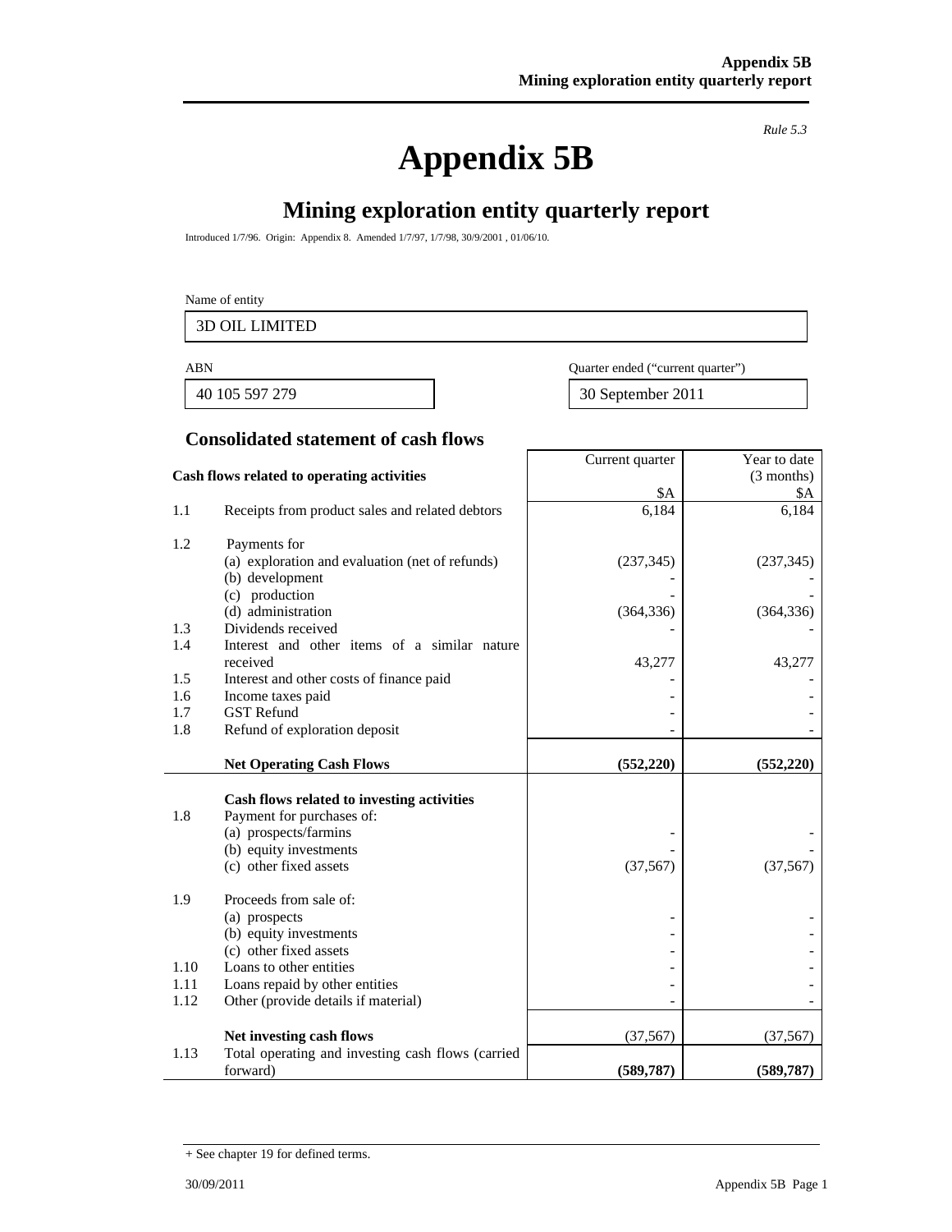*Rule 5.3*

# Appendix 5B

## Mining exploration entity quarterly report

Introduced 1/7/96. Origin: Appendix 8. Amended 1/7/97, 1/7/98, 30/9/2001 , 01/06/10.

Name of entity

| 3D OIL LIMITED |
|---|

| ABN | Quarter ended ("current quarter") |
|---|---|
| 40 105 597 279 | 30 September 2011 |

### Consolidated statement of cash flows

| | Cash flows related to operating activities | Current quarter<br>$A | Year to date<br>(3 months)<br>$A |
|---|---|---|---|
| 1.1 | Receipts from product sales and related debtors | 6,184 | 6,184 |
| 1.2 | Payments for | | |
| | (a) exploration and evaluation (net of refunds) | (237,345) | (237,345) |
| | (b) development | - | - |
| | (c) production | - | - |
| | (d) administration | (364,336) | (364,336) |
| 1.3 | Dividends received | - | - |
| 1.4 | Interest and other items of a similar nature received | 43,277 | 43,277 |
| 1.5 | Interest and other costs of finance paid | - | - |
| 1.6 | Income taxes paid | - | - |
| 1.7 | GST Refund | - | - |
| 1.8 | Refund of exploration deposit | - | - |
| | **Net Operating Cash Flows** | **(552,220)** | **(552,220)** |
| | **Cash flows related to investing activities** | | |
| 1.8 | Payment for purchases of: | | |
| | (a) prospects/farmins | - | - |
| | (b) equity investments | - | - |
| | (c) other fixed assets | (37,567) | (37,567) |
| 1.9 | Proceeds from sale of: | | |
| | (a) prospects | - | - |
| | (b) equity investments | - | - |
| | (c) other fixed assets | - | - |
| 1.10 | Loans to other entities | - | - |
| 1.11 | Loans repaid by other entities | - | - |
| 1.12 | Other (provide details if material) | - | - |
| | **Net investing cash flows** | (37,567) | (37,567) |
| 1.13 | Total operating and investing cash flows (carried forward) | **(589,787)** | **(589,787)** |

+ See chapter 19 for defined terms.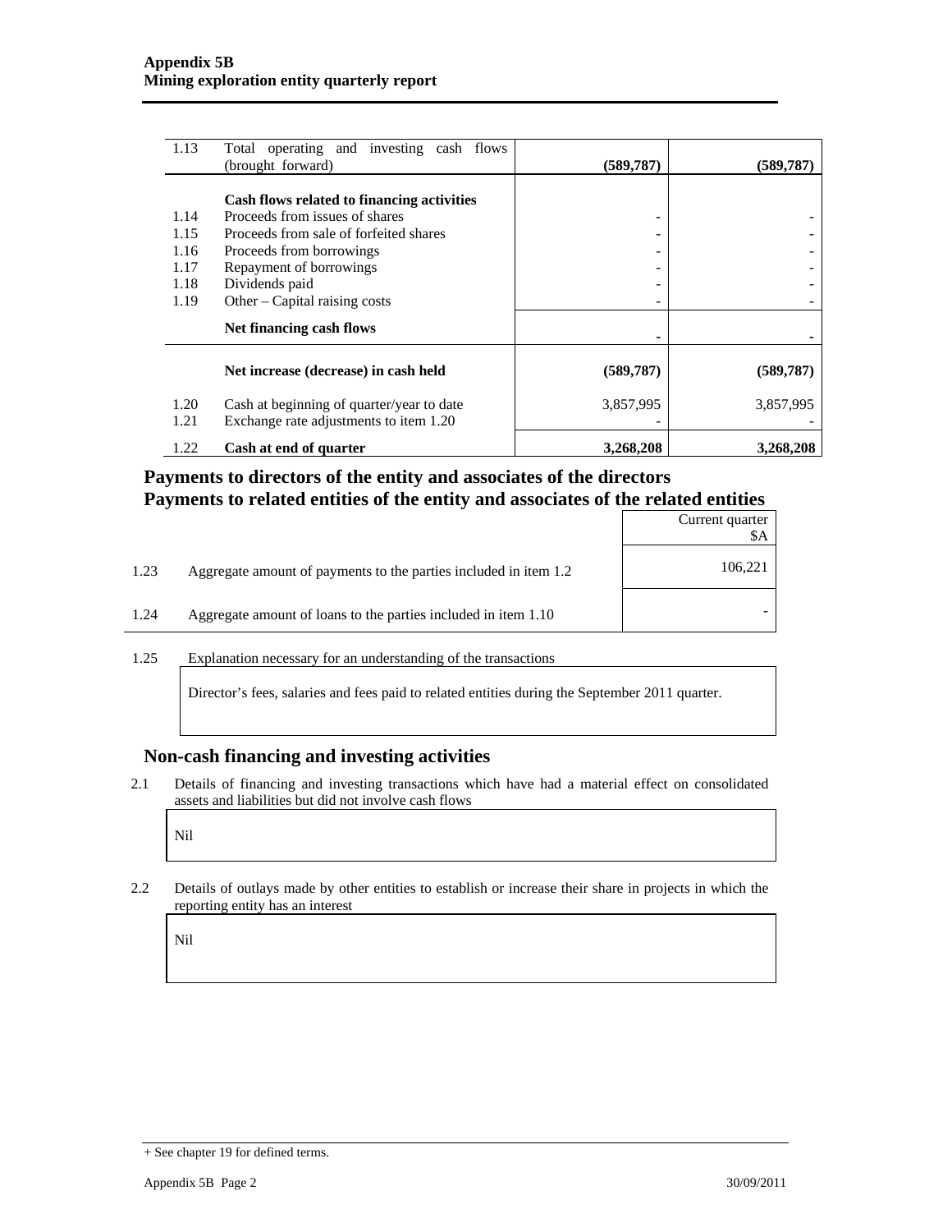| | | | |
|---|---|---|---|
| 1.13 | Total operating and investing cash flows (brought forward) | **(589,787)** | **(589,787)** |
| | **Cash flows related to financing activities** | | |
| 1.14 | Proceeds from issues of shares | - | - |
| 1.15 | Proceeds from sale of forfeited shares | - | - |
| 1.16 | Proceeds from borrowings | - | - |
| 1.17 | Repayment of borrowings | - | - |
| 1.18 | Dividends paid | - | - |
| 1.19 | Other – Capital raising costs | - | - |
| | **Net financing cash flows** | **-** | **-** |
| | **Net increase (decrease) in cash held** | **(589,787)** | **(589,787)** |
| 1.20 | Cash at beginning of quarter/year to date | 3,857,995 | 3,857,995 |
| 1.21 | Exchange rate adjustments to item 1.20 | - | - |
| 1.22 | **Cash at end of quarter** | **3,268,208** | **3,268,208** |

## Payments to directors of the entity and associates of the directors
## Payments to related entities of the entity and associates of the related entities

| | | Current quarter $A |
|---|---|---|
| 1.23 | Aggregate amount of payments to the parties included in item 1.2 | 106,221 |
| 1.24 | Aggregate amount of loans to the parties included in item 1.10 | - |

1.25 Explanation necessary for an understanding of the transactions

Director's fees, salaries and fees paid to related entities during the September 2011 quarter.

## Non-cash financing and investing activities

2.1 Details of financing and investing transactions which have had a material effect on consolidated assets and liabilities but did not involve cash flows

Nil

2.2 Details of outlays made by other entities to establish or increase their share in projects in which the reporting entity has an interest

Nil

+ See chapter 19 for defined terms.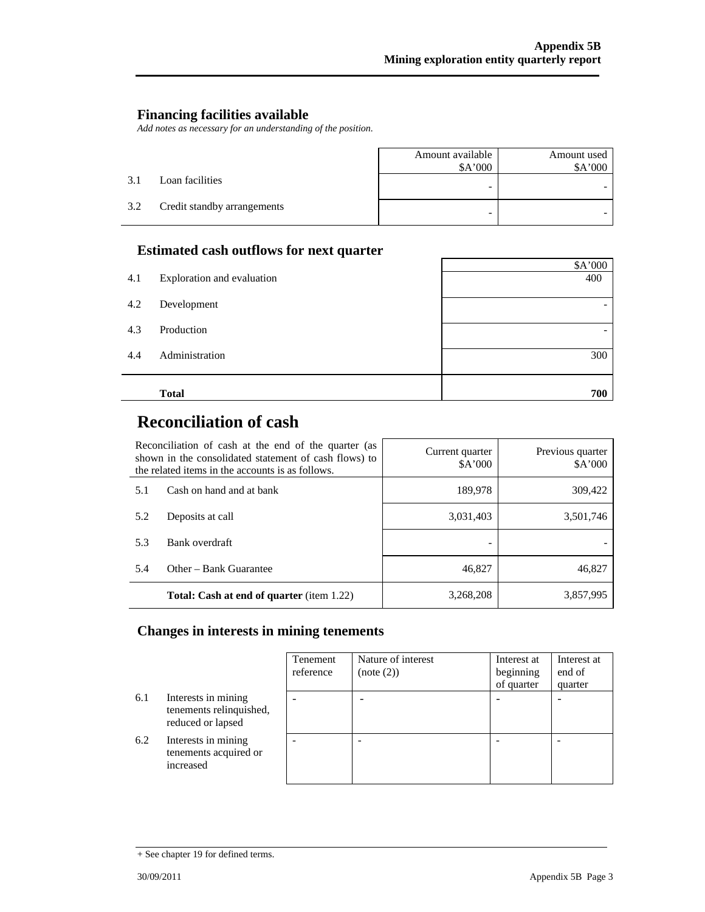## Financing facilities available

*Add notes as necessary for an understanding of the position.*

| | | Amount available $A'000 | Amount used $A'000 |
|---|---|---|---|
| 3.1 | Loan facilities | - | - |
| 3.2 | Credit standby arrangements | - | - |

## Estimated cash outflows for next quarter

| | | $A'000 |
|---|---|---|
| 4.1 | Exploration and evaluation | 400 |
| 4.2 | Development | - |
| 4.3 | Production | - |
| 4.4 | Administration | 300 |
| | **Total** | **700** |

# Reconciliation of cash

| Reconciliation of cash at the end of the quarter (as shown in the consolidated statement of cash flows) to the related items in the accounts is as follows. | | Current quarter $A'000 | Previous quarter $A'000 |
|---|---|---|---|
| 5.1 | Cash on hand and at bank | 189,978 | 309,422 |
| 5.2 | Deposits at call | 3,031,403 | 3,501,746 |
| 5.3 | Bank overdraft | - | - |
| 5.4 | Other – Bank Guarantee | 46,827 | 46,827 |
| | **Total: Cash at end of quarter** (item 1.22) | 3,268,208 | 3,857,995 |

## Changes in interests in mining tenements

| | | Tenement reference | Nature of interest (note (2)) | Interest at beginning of quarter | Interest at end of quarter |
|---|---|---|---|---|---|
| 6.1 | Interests in mining tenements relinquished, reduced or lapsed | - | - | - | - |
| 6.2 | Interests in mining tenements acquired or increased | - | - | - | - |

+ See chapter 19 for defined terms.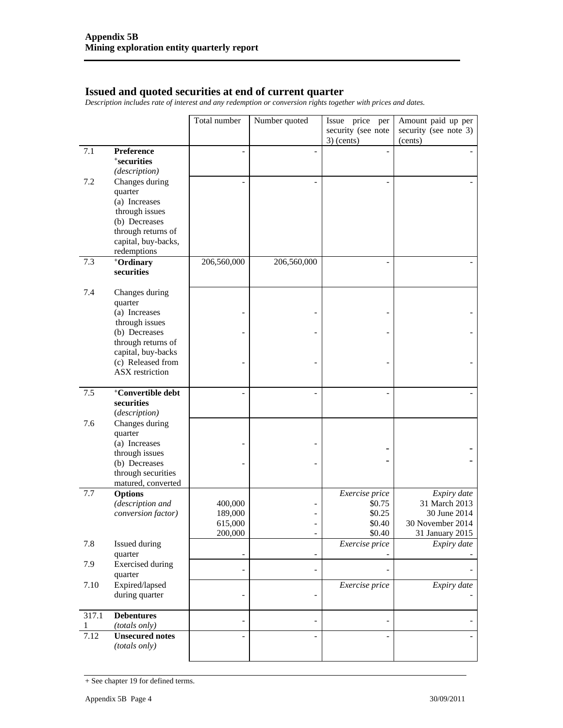## Issued and quoted securities at end of current quarter

*Description includes rate of interest and any redemption or conversion rights together with prices and dates.*

| | | Total number | Number quoted | Issue price per security (see note 3) (cents) | Amount paid up per security (see note 3) (cents) |
|---|---|---|---|---|---|
| 7.1 | **Preference +securities** *(description)* | - | - | - | - |
| 7.2 | Changes during quarter (a) Increases through issues (b) Decreases through returns of capital, buy-backs, redemptions | - | - | - | - |
| 7.3 | **+Ordinary securities** | 206,560,000 | 206,560,000 | - | - |
| 7.4 | Changes during quarter (a) Increases through issues (b) Decreases through returns of capital, buy-backs (c) Released from ASX restriction | -<br>-<br>- | -<br>-<br>- | -<br>-<br>- | -<br>-<br>- |
| 7.5 | **+Convertible debt securities** *(description)* | - | - | - | - |
| 7.6 | Changes during quarter (a) Increases through issues (b) Decreases through securities matured, converted | -<br>- | -<br>- | -<br>- | -<br>- |
| 7.7 | **Options** *(description and conversion factor)* | 400,000<br>189,000<br>615,000<br>200,000 | -<br>-<br>-<br>- | *Exercise price*<br>\$0.75<br>\$0.25<br>\$0.40<br>\$0.40 | *Expiry date*<br>31 March 2013<br>30 June 2014<br>30 November 2014<br>31 January 2015 |
| 7.8 | Issued during quarter | - | - | *Exercise price*<br>- | *Expiry date*<br>- |
| 7.9 | Exercised during quarter | - | - | - | - |
| 7.10 | Expired/lapsed during quarter | - | - | *Exercise price* | *Expiry date*<br>- |
| 7.11 | **Debentures** *(totals only)* | - | - | - | - |
| 7.12 | **Unsecured notes** *(totals only)* | - | - | - | - |

+ See chapter 19 for defined terms.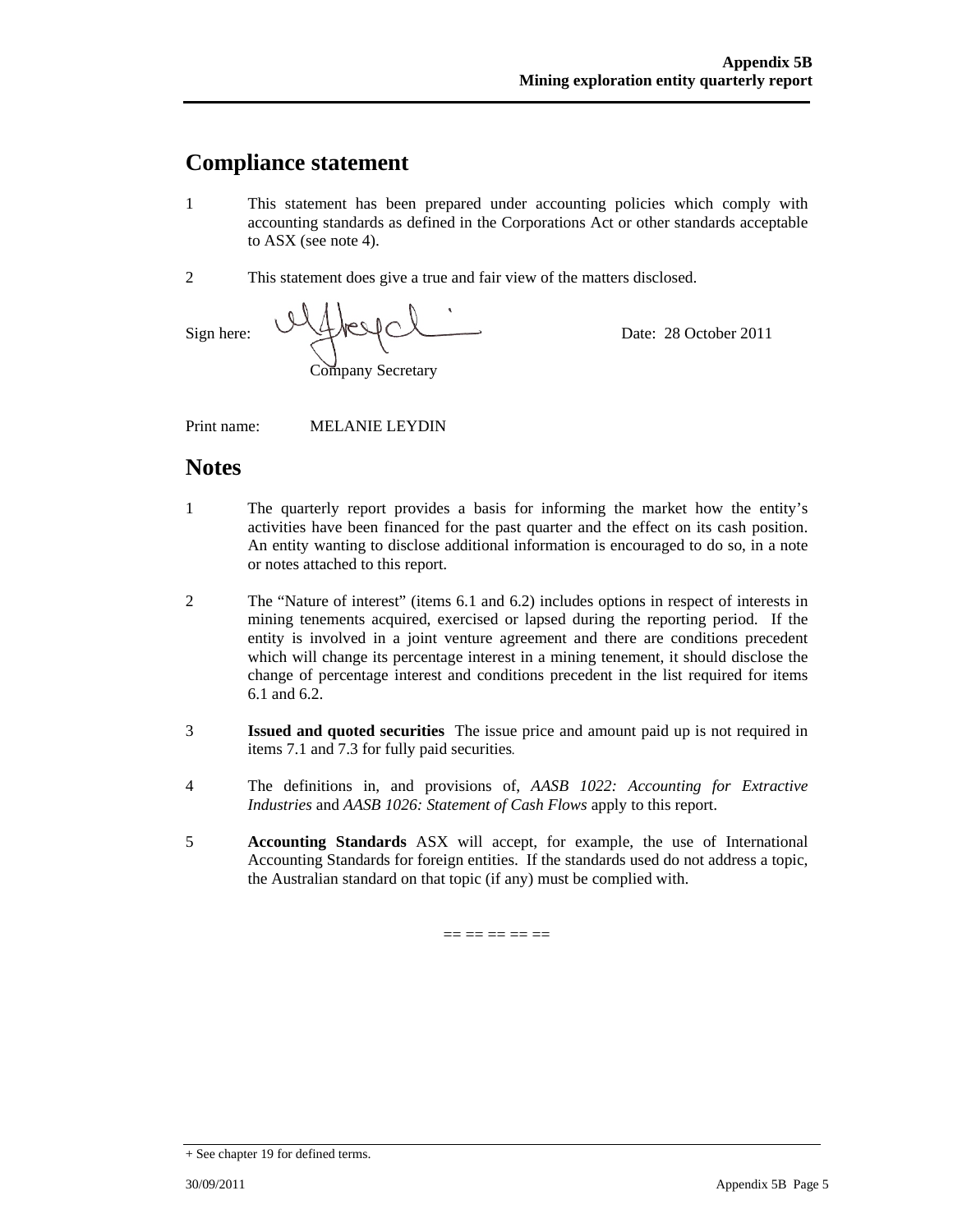## Compliance statement

1 This statement has been prepared under accounting policies which comply with accounting standards as defined in the Corporations Act or other standards acceptable to ASX (see note 4).

2 This statement does give a true and fair view of the matters disclosed.

Sign here: Date: 28 October 2011

Company Secretary

Print name: MELANIE LEYDIN

## Notes

1 The quarterly report provides a basis for informing the market how the entity's activities have been financed for the past quarter and the effect on its cash position. An entity wanting to disclose additional information is encouraged to do so, in a note or notes attached to this report.

2 The "Nature of interest" (items 6.1 and 6.2) includes options in respect of interests in mining tenements acquired, exercised or lapsed during the reporting period. If the entity is involved in a joint venture agreement and there are conditions precedent which will change its percentage interest in a mining tenement, it should disclose the change of percentage interest and conditions precedent in the list required for items 6.1 and 6.2.

3 **Issued and quoted securities** The issue price and amount paid up is not required in items 7.1 and 7.3 for fully paid securities.

4 The definitions in, and provisions of, *AASB 1022: Accounting for Extractive Industries* and *AASB 1026: Statement of Cash Flows* apply to this report.

5 **Accounting Standards** ASX will accept, for example, the use of International Accounting Standards for foreign entities. If the standards used do not address a topic, the Australian standard on that topic (if any) must be complied with.

== == == == ==

+ See chapter 19 for defined terms.